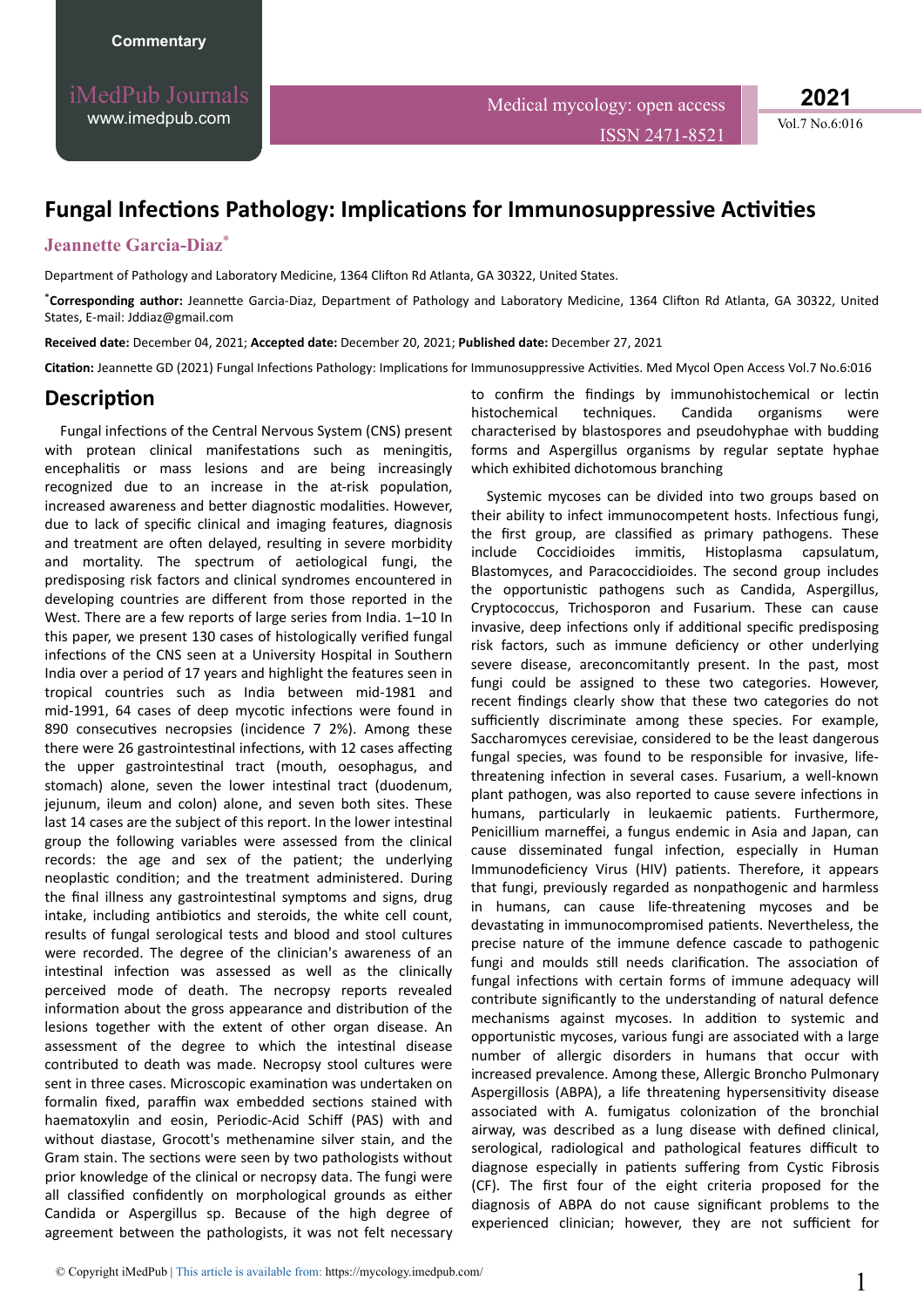Commentary

# Fungal Infections Pathology: Implications for Immunosuppressive Activities

**Jeannette Garcia-Diaz***

Department of Pathology and Laboratory Medicine, 1364 Clifton Rd Atlanta, GA 30322, United States.

***Corresponding author:** Jeannette Garcia-Diaz, Department of Pathology and Laboratory Medicine, 1364 Clifton Rd Atlanta, GA 30322, United States, E-mail: Jddiaz@gmail.com

**Received date:** December 04, 2021; **Accepted date:** December 20, 2021; **Published date:** December 27, 2021

**Citation:** Jeannette GD (2021) Fungal Infections Pathology: Implications for Immunosuppressive Activities. Med Mycol Open Access Vol.7 No.6:016

## Description

Fungal infections of the Central Nervous System (CNS) present with protean clinical manifestations such as meningitis, encephalitis or mass lesions and are being increasingly recognized due to an increase in the at-risk population, increased awareness and better diagnostic modalities. However, due to lack of specific clinical and imaging features, diagnosis and treatment are often delayed, resulting in severe morbidity and mortality. The spectrum of aetiological fungi, the predisposing risk factors and clinical syndromes encountered in developing countries are different from those reported in the West. There are a few reports of large series from India. 1–10 In this paper, we present 130 cases of histologically verified fungal infections of the CNS seen at a University Hospital in Southern India over a period of 17 years and highlight the features seen in tropical countries such as India between mid-1981 and mid-1991, 64 cases of deep mycotic infections were found in 890 consecutive necropsies (incidence 7 2%). Among these there were 26 gastrointestinal infections, with 12 cases affecting the upper gastrointestinal tract (mouth, oesophagus, and stomach) alone, seven the lower intestinal tract (duodenum, jejunum, ileum and colon) alone, and seven both sites. These last 14 cases are the subject of this report. In the lower intestinal group the following variables were assessed from the clinical records: the age and sex of the patient; the underlying neoplastic condition; and the treatment administered. During the final illness any gastrointestinal symptoms and signs, drug intake, including antibiotics and steroids, the white cell count, results of fungal serological tests and blood and stool cultures were recorded. The degree of the clinician's awareness of an intestinal infection was assessed as well as the clinically perceived mode of death. The necropsy reports revealed information about the gross appearance and distribution of the lesions together with the extent of other organ disease. An assessment of the degree to which the intestinal disease contributed to death was made. Necropsy stool cultures were sent in three cases. Microscopic examination was undertaken on formalin fixed, paraffin wax embedded sections stained with haematoxylin and eosin, Periodic-Acid Schiff (PAS) with and without diastase, Grocott's methenamine silver stain, and the Gram stain. The sections were seen by two pathologists without prior knowledge of the clinical or necropsy data. The fungi were all classified confidently on morphological grounds as either Candida or Aspergillus sp. Because of the high degree of agreement between the pathologists, it was not felt necessary to confirm the findings by immunohistochemical or lectin histochemical techniques. Candida organisms were characterised by blastospores and pseudohyphae with budding forms and Aspergillus organisms by regular septate hyphae which exhibited dichotomous branching

Systemic mycoses can be divided into two groups based on their ability to infect immunocompetent hosts. Infectious fungi, the first group, are classified as primary pathogens. These include Coccidioides immitis, Histoplasma capsulatum, Blastomyces, and Paracoccidioides. The second group includes the opportunistic pathogens such as Candida, Aspergillus, Cryptococcus, Trichosporon and Fusarium. These can cause invasive, deep infections only if additional specific predisposing risk factors, such as immune deficiency or other underlying severe disease, areconcomitantly present. In the past, most fungi could be assigned to these two categories. However, recent findings clearly show that these two categories do not sufficiently discriminate among these species. For example, Saccharomyces cerevisiae, considered to be the least dangerous fungal species, was found to be responsible for invasive, life-threatening infection in several cases. Fusarium, a well-known plant pathogen, was also reported to cause severe infections in humans, particularly in leukaemic patients. Furthermore, Penicillium marneffei, a fungus endemic in Asia and Japan, can cause disseminated fungal infection, especially in Human Immunodeficiency Virus (HIV) patients. Therefore, it appears that fungi, previously regarded as nonpathogenic and harmless in humans, can cause life-threatening mycoses and be devastating in immunocompromised patients. Nevertheless, the precise nature of the immune defence cascade to pathogenic fungi and moulds still needs clarification. The association of fungal infections with certain forms of immune adequacy will contribute significantly to the understanding of natural defence mechanisms against mycoses. In addition to systemic and opportunistic mycoses, various fungi are associated with a large number of allergic disorders in humans that occur with increased prevalence. Among these, Allergic Broncho Pulmonary Aspergillosis (ABPA), a life threatening hypersensitivity disease associated with A. fumigatus colonization of the bronchial airway, was described as a lung disease with defined clinical, serological, radiological and pathological features difficult to diagnose especially in patients suffering from Cystic Fibrosis (CF). The first four of the eight criteria proposed for the diagnosis of ABPA do not cause significant problems to the experienced clinician; however, they are not sufficient for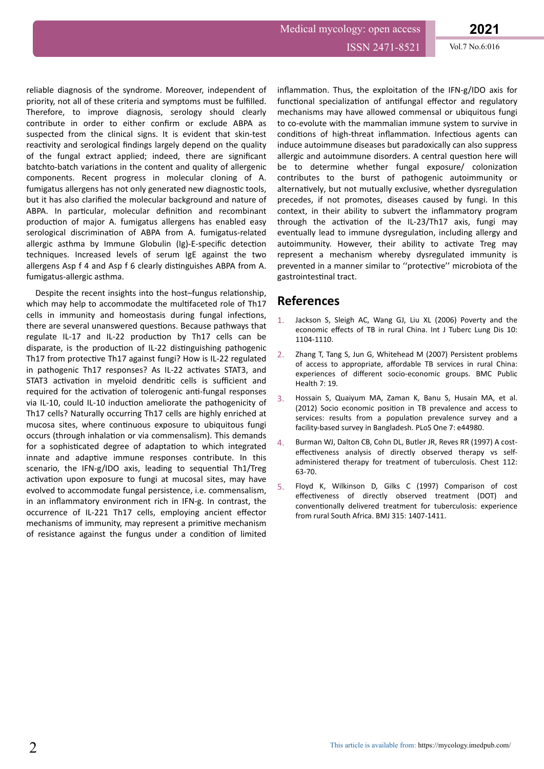reliable diagnosis of the syndrome. Moreover, independent of priority, not all of these criteria and symptoms must be fulfilled. Therefore, to improve diagnosis, serology should clearly contribute in order to either confirm or exclude ABPA as suspected from the clinical signs. It is evident that skin-test reactivity and serological findings largely depend on the quality of the fungal extract applied; indeed, there are significant batchto-batch variations in the content and quality of allergenic components. Recent progress in molecular cloning of A. fumigatus allergens has not only generated new diagnostic tools, but it has also clarified the molecular background and nature of ABPA. In particular, molecular definition and recombinant production of major A. fumigatus allergens has enabled easy serological discrimination of ABPA from A. fumigatus-related allergic asthma by Immune Globulin (Ig)-E-specific detection techniques. Increased levels of serum IgE against the two allergens Asp f 4 and Asp f 6 clearly distinguishes ABPA from A. fumigatus-allergic asthma.

Despite the recent insights into the host–fungus relationship, which may help to accommodate the multifaceted role of Th17 cells in immunity and homeostasis during fungal infections, there are several unanswered questions. Because pathways that regulate IL-17 and IL-22 production by Th17 cells can be disparate, is the production of IL-22 distinguishing pathogenic Th17 from protective Th17 against fungi? How is IL-22 regulated in pathogenic Th17 responses? As IL-22 activates STAT3, and STAT3 activation in myeloid dendritic cells is sufficient and required for the activation of tolerogenic anti-fungal responses via IL-10, could IL-10 induction ameliorate the pathogenicity of Th17 cells? Naturally occurring Th17 cells are highly enriched at mucosa sites, where continuous exposure to ubiquitous fungi occurs (through inhalation or via commensalism). This demands for a sophisticated degree of adaptation to which integrated innate and adaptive immune responses contribute. In this scenario, the IFN-g/IDO axis, leading to sequential Th1/Treg activation upon exposure to fungi at mucosal sites, may have evolved to accommodate fungal persistence, i.e. commensalism, in an inflammatory environment rich in IFN-g. In contrast, the occurrence of IL-221 Th17 cells, employing ancient effector mechanisms of immunity, may represent a primitive mechanism of resistance against the fungus under a condition of limited inflammation. Thus, the exploitation of the IFN-g/IDO axis for functional specialization of antifungal effector and regulatory mechanisms may have allowed commensal or ubiquitous fungi to co-evolute with the mammalian immune system to survive in conditions of high-threat inflammation. Infectious agents can induce autoimmune diseases but paradoxically can also suppress allergic and autoimmune disorders. A central question here will be to determine whether fungal exposure/ colonization contributes to the burst of pathogenic autoimmunity or alternatively, but not mutually exclusive, whether dysregulation precedes, if not promotes, diseases caused by fungi. In this context, in their ability to subvert the inflammatory program through the activation of the IL-23/Th17 axis, fungi may eventually lead to immune dysregulation, including allergy and autoimmunity. However, their ability to activate Treg may represent a mechanism whereby dysregulated immunity is prevented in a manner similar to ''protective'' microbiota of the gastrointestinal tract.

## References

1. Jackson S, Sleigh AC, Wang GJ, Liu XL (2006) Poverty and the economic effects of TB in rural China. Int J Tuberc Lung Dis 10: 1104-1110.
2. Zhang T, Tang S, Jun G, Whitehead M (2007) Persistent problems of access to appropriate, affordable TB services in rural China: experiences of different socio-economic groups. BMC Public Health 7: 19.
3. Hossain S, Quaiyum MA, Zaman K, Banu S, Husain MA, et al. (2012) Socio economic position in TB prevalence and access to services: results from a population prevalence survey and a facility-based survey in Bangladesh. PLoS One 7: e44980.
4. Burman WJ, Dalton CB, Cohn DL, Butler JR, Reves RR (1997) A cost-effectiveness analysis of directly observed therapy vs self-administered therapy for treatment of tuberculosis. Chest 112: 63-70.
5. Floyd K, Wilkinson D, Gilks C (1997) Comparison of cost effectiveness of directly observed treatment (DOT) and conventionally delivered treatment for tuberculosis: experience from rural South Africa. BMJ 315: 1407-1411.